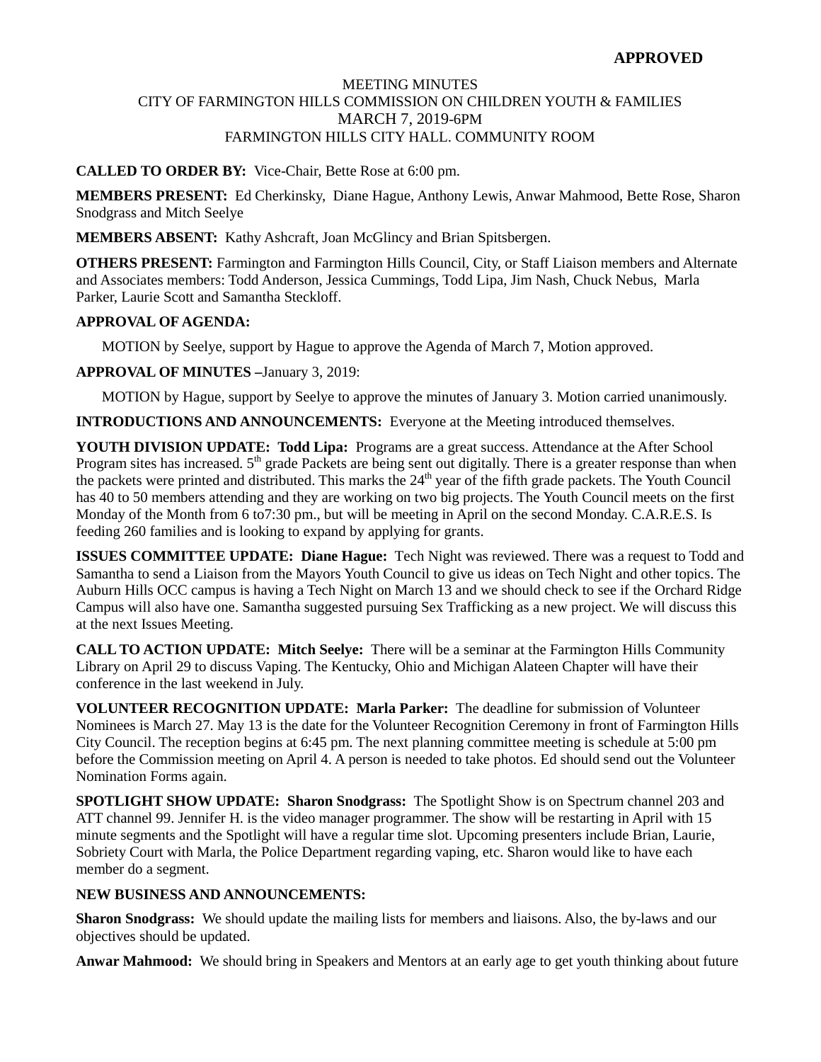**APPROVED**

MEETING MINUTES
CITY OF FARMINGTON HILLS COMMISSION ON CHILDREN YOUTH & FAMILIES
MARCH 7, 2019-6PM
FARMINGTON HILLS CITY HALL. COMMUNITY ROOM

**CALLED TO ORDER BY:** Vice-Chair, Bette Rose at 6:00 pm.

**MEMBERS PRESENT:** Ed Cherkinsky, Diane Hague, Anthony Lewis, Anwar Mahmood, Bette Rose, Sharon Snodgrass and Mitch Seelye

**MEMBERS ABSENT:** Kathy Ashcraft, Joan McGlincy and Brian Spitsbergen.

**OTHERS PRESENT:** Farmington and Farmington Hills Council, City, or Staff Liaison members and Alternate and Associates members: Todd Anderson, Jessica Cummings, Todd Lipa, Jim Nash, Chuck Nebus, Marla Parker, Laurie Scott and Samantha Steckloff.

**APPROVAL OF AGENDA:**

MOTION by Seelye, support by Hague to approve the Agenda of March 7, Motion approved.

**APPROVAL OF MINUTES –**January 3, 2019:

MOTION by Hague, support by Seelye to approve the minutes of January 3. Motion carried unanimously.

**INTRODUCTIONS AND ANNOUNCEMENTS:** Everyone at the Meeting introduced themselves.

**YOUTH DIVISION UPDATE: Todd Lipa:** Programs are a great success. Attendance at the After School Program sites has increased. 5th grade Packets are being sent out digitally. There is a greater response than when the packets were printed and distributed. This marks the 24th year of the fifth grade packets. The Youth Council has 40 to 50 members attending and they are working on two big projects. The Youth Council meets on the first Monday of the Month from 6 to7:30 pm., but will be meeting in April on the second Monday. C.A.R.E.S. Is feeding 260 families and is looking to expand by applying for grants.

**ISSUES COMMITTEE UPDATE: Diane Hague:** Tech Night was reviewed. There was a request to Todd and Samantha to send a Liaison from the Mayors Youth Council to give us ideas on Tech Night and other topics. The Auburn Hills OCC campus is having a Tech Night on March 13 and we should check to see if the Orchard Ridge Campus will also have one. Samantha suggested pursuing Sex Trafficking as a new project. We will discuss this at the next Issues Meeting.

**CALL TO ACTION UPDATE: Mitch Seelye:** There will be a seminar at the Farmington Hills Community Library on April 29 to discuss Vaping. The Kentucky, Ohio and Michigan Alateen Chapter will have their conference in the last weekend in July.

**VOLUNTEER RECOGNITION UPDATE: Marla Parker:** The deadline for submission of Volunteer Nominees is March 27. May 13 is the date for the Volunteer Recognition Ceremony in front of Farmington Hills City Council. The reception begins at 6:45 pm. The next planning committee meeting is schedule at 5:00 pm before the Commission meeting on April 4. A person is needed to take photos. Ed should send out the Volunteer Nomination Forms again.

**SPOTLIGHT SHOW UPDATE: Sharon Snodgrass:** The Spotlight Show is on Spectrum channel 203 and ATT channel 99. Jennifer H. is the video manager programmer. The show will be restarting in April with 15 minute segments and the Spotlight will have a regular time slot. Upcoming presenters include Brian, Laurie, Sobriety Court with Marla, the Police Department regarding vaping, etc. Sharon would like to have each member do a segment.

**NEW BUSINESS AND ANNOUNCEMENTS:**

**Sharon Snodgrass:** We should update the mailing lists for members and liaisons. Also, the by-laws and our objectives should be updated.

**Anwar Mahmood:** We should bring in Speakers and Mentors at an early age to get youth thinking about future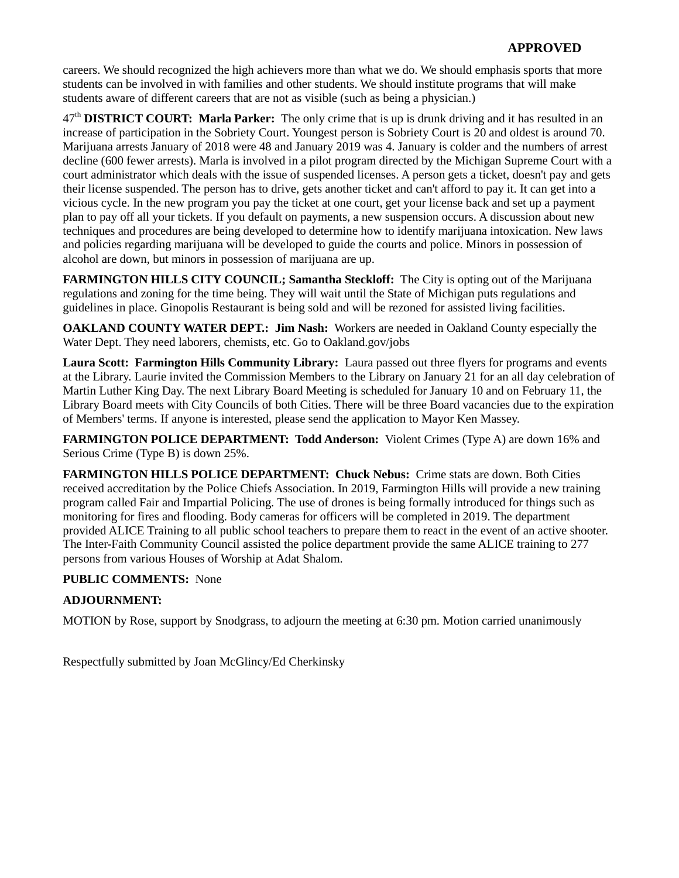**APPROVED**

careers. We should recognized the high achievers more than what we do. We should emphasis sports that more students can be involved in with families and other students. We should institute programs that will make students aware of different careers that are not as visible (such as being a physician.)

47th **DISTRICT COURT: Marla Parker:** The only crime that is up is drunk driving and it has resulted in an increase of participation in the Sobriety Court. Youngest person is Sobriety Court is 20 and oldest is around 70. Marijuana arrests January of 2018 were 48 and January 2019 was 4. January is colder and the numbers of arrest decline (600 fewer arrests). Marla is involved in a pilot program directed by the Michigan Supreme Court with a court administrator which deals with the issue of suspended licenses. A person gets a ticket, doesn't pay and gets their license suspended. The person has to drive, gets another ticket and can't afford to pay it. It can get into a vicious cycle. In the new program you pay the ticket at one court, get your license back and set up a payment plan to pay off all your tickets. If you default on payments, a new suspension occurs. A discussion about new techniques and procedures are being developed to determine how to identify marijuana intoxication. New laws and policies regarding marijuana will be developed to guide the courts and police. Minors in possession of alcohol are down, but minors in possession of marijuana are up.

**FARMINGTON HILLS CITY COUNCIL; Samantha Steckloff:** The City is opting out of the Marijuana regulations and zoning for the time being. They will wait until the State of Michigan puts regulations and guidelines in place. Ginopolis Restaurant is being sold and will be rezoned for assisted living facilities.

**OAKLAND COUNTY WATER DEPT.: Jim Nash:** Workers are needed in Oakland County especially the Water Dept. They need laborers, chemists, etc. Go to Oakland.gov/jobs

**Laura Scott: Farmington Hills Community Library:** Laura passed out three flyers for programs and events at the Library. Laurie invited the Commission Members to the Library on January 21 for an all day celebration of Martin Luther King Day. The next Library Board Meeting is scheduled for January 10 and on February 11, the Library Board meets with City Councils of both Cities. There will be three Board vacancies due to the expiration of Members' terms. If anyone is interested, please send the application to Mayor Ken Massey.

**FARMINGTON POLICE DEPARTMENT: Todd Anderson:** Violent Crimes (Type A) are down 16% and Serious Crime (Type B) is down 25%.

**FARMINGTON HILLS POLICE DEPARTMENT: Chuck Nebus:** Crime stats are down. Both Cities received accreditation by the Police Chiefs Association. In 2019, Farmington Hills will provide a new training program called Fair and Impartial Policing. The use of drones is being formally introduced for things such as monitoring for fires and flooding. Body cameras for officers will be completed in 2019. The department provided ALICE Training to all public school teachers to prepare them to react in the event of an active shooter. The Inter-Faith Community Council assisted the police department provide the same ALICE training to 277 persons from various Houses of Worship at Adat Shalom.

**PUBLIC COMMENTS:** None

**ADJOURNMENT:**

MOTION by Rose, support by Snodgrass, to adjourn the meeting at 6:30 pm. Motion carried unanimously

Respectfully submitted by Joan McGlincy/Ed Cherkinsky